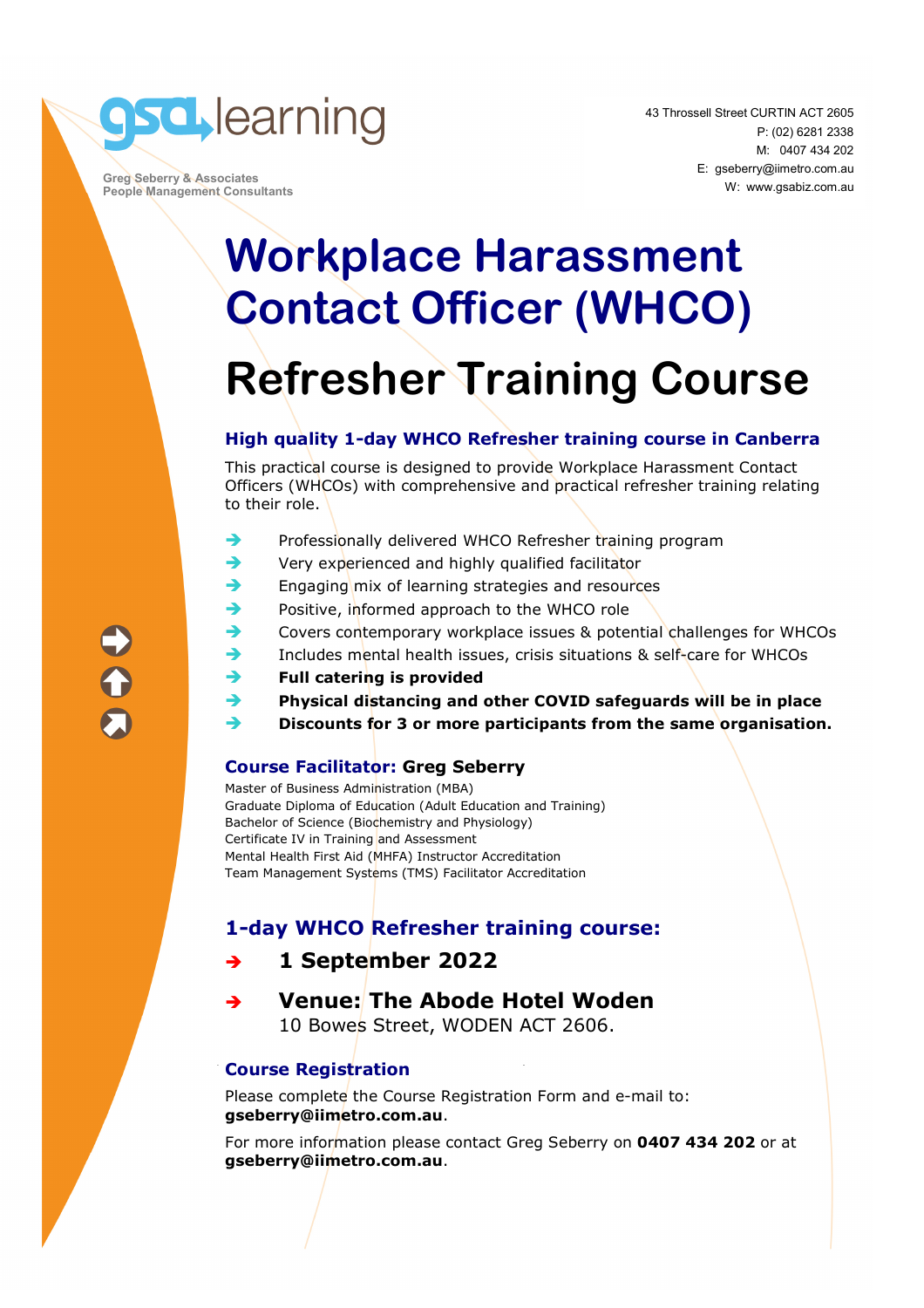gsa learning

Greg Seberry & Associates
People Management Consultants

43 Throssell Street CURTIN ACT 2605
P: (02) 6281 2338
M: 0407 434 202
E: gseberry@iimetro.com.au
W: www.gsabiz.com.au

# Workplace Harassment Contact Officer (WHCO)

# Refresher Training Course

### High quality 1-day WHCO Refresher training course in Canberra

This practical course is designed to provide Workplace Harassment Contact Officers (WHCOs) with comprehensive and practical refresher training relating to their role.

- Professionally delivered WHCO Refresher training program
- Very experienced and highly qualified facilitator
- Engaging mix of learning strategies and resources
- Positive, informed approach to the WHCO role
- Covers contemporary workplace issues & potential challenges for WHCOs
- Includes mental health issues, crisis situations & self-care for WHCOs
- **Full catering is provided**
- **Physical distancing and other COVID safeguards will be in place**
- **Discounts for 3 or more participants from the same organisation.**

### Course Facilitator: Greg Seberry

Master of Business Administration (MBA)
Graduate Diploma of Education (Adult Education and Training)
Bachelor of Science (Biochemistry and Physiology)
Certificate IV in Training and Assessment
Mental Health First Aid (MHFA) Instructor Accreditation
Team Management Systems (TMS) Facilitator Accreditation

## 1-day WHCO Refresher training course:

- **1 September 2022**
- **Venue: The Abode Hotel Woden**
  10 Bowes Street, WODEN ACT 2606.

### Course Registration

Please complete the Course Registration Form and e-mail to: **gseberry@iimetro.com.au**.

For more information please contact Greg Seberry on **0407 434 202** or at **gseberry@iimetro.com.au**.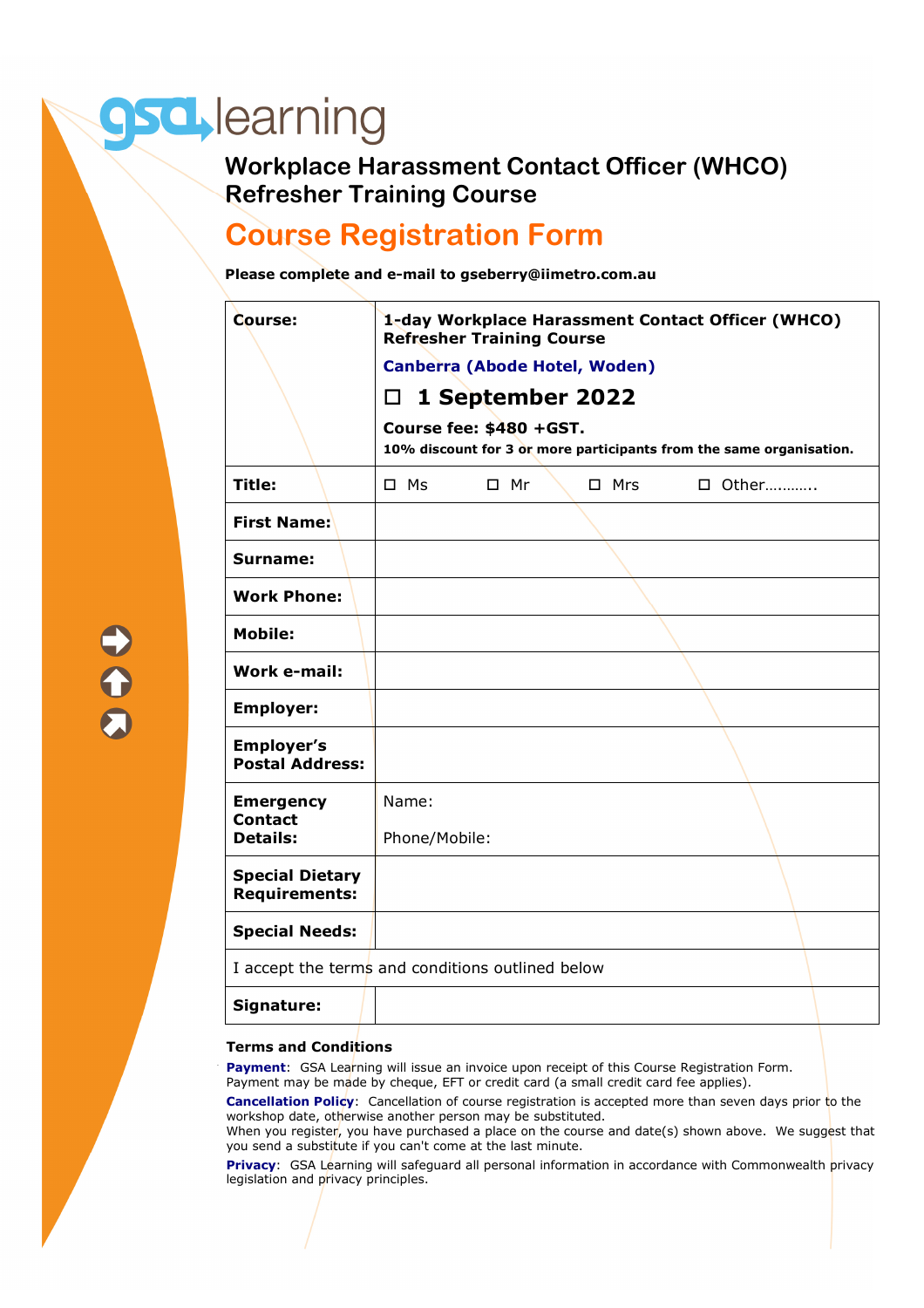gsa learning

# Workplace Harassment Contact Officer (WHCO) Refresher Training Course

## Course Registration Form

**Please complete and e-mail to gseberry@iimetro.com.au**

| | |
|---|---|
| **Course:** | **1-day Workplace Harassment Contact Officer (WHCO) Refresher Training Course**<br>**Canberra (Abode Hotel, Woden)**<br>☐ **1 September 2022**<br>**Course fee: $480 +GST.**<br>**10% discount for 3 or more participants from the same organisation.** |
| **Title:** | ☐ Ms ☐ Mr ☐ Mrs ☐ Other……….. |
| **First Name:** | |
| **Surname:** | |
| **Work Phone:** | |
| **Mobile:** | |
| **Work e-mail:** | |
| **Employer:** | |
| **Employer's Postal Address:** | |
| **Emergency Contact Details:** | Name:<br>Phone/Mobile: |
| **Special Dietary Requirements:** | |
| **Special Needs:** | |
| I accept the terms and conditions outlined below | |
| **Signature:** | |

**Terms and Conditions**

**Payment**: GSA Learning will issue an invoice upon receipt of this Course Registration Form. Payment may be made by cheque, EFT or credit card (a small credit card fee applies).

**Cancellation Policy**: Cancellation of course registration is accepted more than seven days prior to the workshop date, otherwise another person may be substituted.
When you register, you have purchased a place on the course and date(s) shown above. We suggest that you send a substitute if you can't come at the last minute.

**Privacy**: GSA Learning will safeguard all personal information in accordance with Commonwealth privacy legislation and privacy principles.